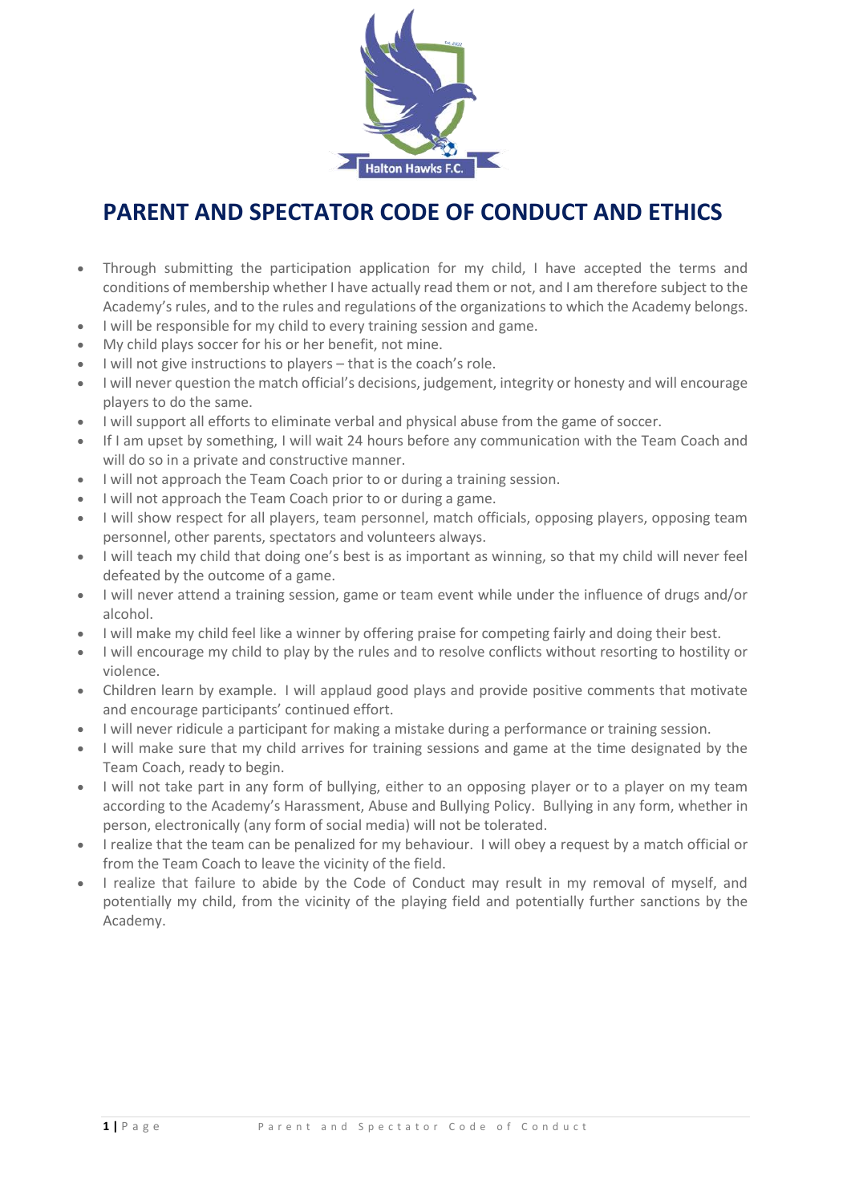# PARENT AND SPECTATOR CODE OF CONDUCT AND ETHICS

- Through submitting the participation application for my child, I have accepted the terms and conditions of membership whether I have actually read them or not, and I am therefore subject to the Academy's rules, and to the rules and regulations of the organizations to which the Academy belongs.
- I will be responsible for my child to every training session and game.
- My child plays soccer for his or her benefit, not mine.
- I will not give instructions to players – that is the coach's role.
- I will never question the match official's decisions, judgement, integrity or honesty and will encourage players to do the same.
- I will support all efforts to eliminate verbal and physical abuse from the game of soccer.
- If I am upset by something, I will wait 24 hours before any communication with the Team Coach and will do so in a private and constructive manner.
- I will not approach the Team Coach prior to or during a training session.
- I will not approach the Team Coach prior to or during a game.
- I will show respect for all players, team personnel, match officials, opposing players, opposing team personnel, other parents, spectators and volunteers always.
- I will teach my child that doing one's best is as important as winning, so that my child will never feel defeated by the outcome of a game.
- I will never attend a training session, game or team event while under the influence of drugs and/or alcohol.
- I will make my child feel like a winner by offering praise for competing fairly and doing their best.
- I will encourage my child to play by the rules and to resolve conflicts without resorting to hostility or violence.
- Children learn by example. I will applaud good plays and provide positive comments that motivate and encourage participants' continued effort.
- I will never ridicule a participant for making a mistake during a performance or training session.
- I will make sure that my child arrives for training sessions and game at the time designated by the Team Coach, ready to begin.
- I will not take part in any form of bullying, either to an opposing player or to a player on my team according to the Academy's Harassment, Abuse and Bullying Policy. Bullying in any form, whether in person, electronically (any form of social media) will not be tolerated.
- I realize that the team can be penalized for my behaviour. I will obey a request by a match official or from the Team Coach to leave the vicinity of the field.
- I realize that failure to abide by the Code of Conduct may result in my removal of myself, and potentially my child, from the vicinity of the playing field and potentially further sanctions by the Academy.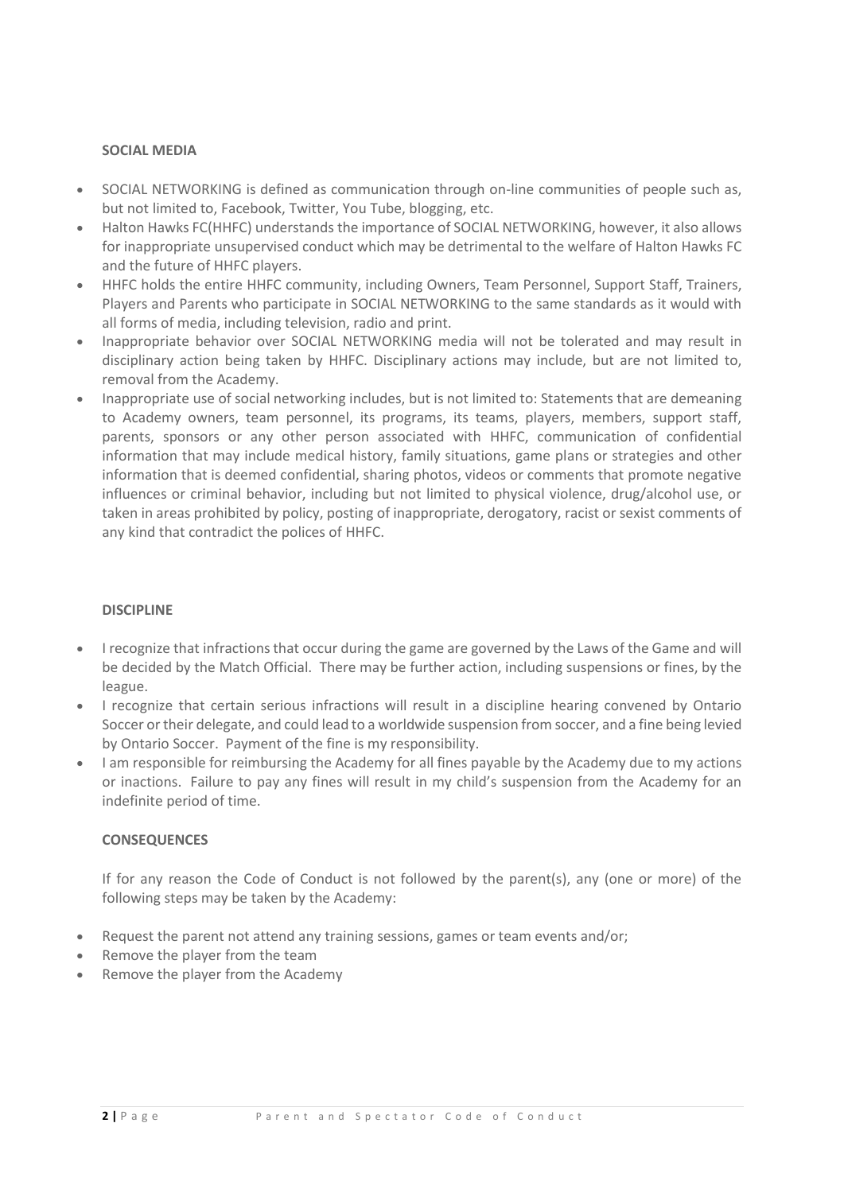## SOCIAL MEDIA

- SOCIAL NETWORKING is defined as communication through on-line communities of people such as, but not limited to, Facebook, Twitter, You Tube, blogging, etc.
- Halton Hawks FC(HHFC) understands the importance of SOCIAL NETWORKING, however, it also allows for inappropriate unsupervised conduct which may be detrimental to the welfare of Halton Hawks FC and the future of HHFC players.
- HHFC holds the entire HHFC community, including Owners, Team Personnel, Support Staff, Trainers, Players and Parents who participate in SOCIAL NETWORKING to the same standards as it would with all forms of media, including television, radio and print.
- Inappropriate behavior over SOCIAL NETWORKING media will not be tolerated and may result in disciplinary action being taken by HHFC. Disciplinary actions may include, but are not limited to, removal from the Academy.
- Inappropriate use of social networking includes, but is not limited to: Statements that are demeaning to Academy owners, team personnel, its programs, its teams, players, members, support staff, parents, sponsors or any other person associated with HHFC, communication of confidential information that may include medical history, family situations, game plans or strategies and other information that is deemed confidential, sharing photos, videos or comments that promote negative influences or criminal behavior, including but not limited to physical violence, drug/alcohol use, or taken in areas prohibited by policy, posting of inappropriate, derogatory, racist or sexist comments of any kind that contradict the polices of HHFC.

## DISCIPLINE

- I recognize that infractions that occur during the game are governed by the Laws of the Game and will be decided by the Match Official. There may be further action, including suspensions or fines, by the league.
- I recognize that certain serious infractions will result in a discipline hearing convened by Ontario Soccer or their delegate, and could lead to a worldwide suspension from soccer, and a fine being levied by Ontario Soccer. Payment of the fine is my responsibility.
- I am responsible for reimbursing the Academy for all fines payable by the Academy due to my actions or inactions. Failure to pay any fines will result in my child's suspension from the Academy for an indefinite period of time.

## CONSEQUENCES

If for any reason the Code of Conduct is not followed by the parent(s), any (one or more) of the following steps may be taken by the Academy:

- Request the parent not attend any training sessions, games or team events and/or;
- Remove the player from the team
- Remove the player from the Academy